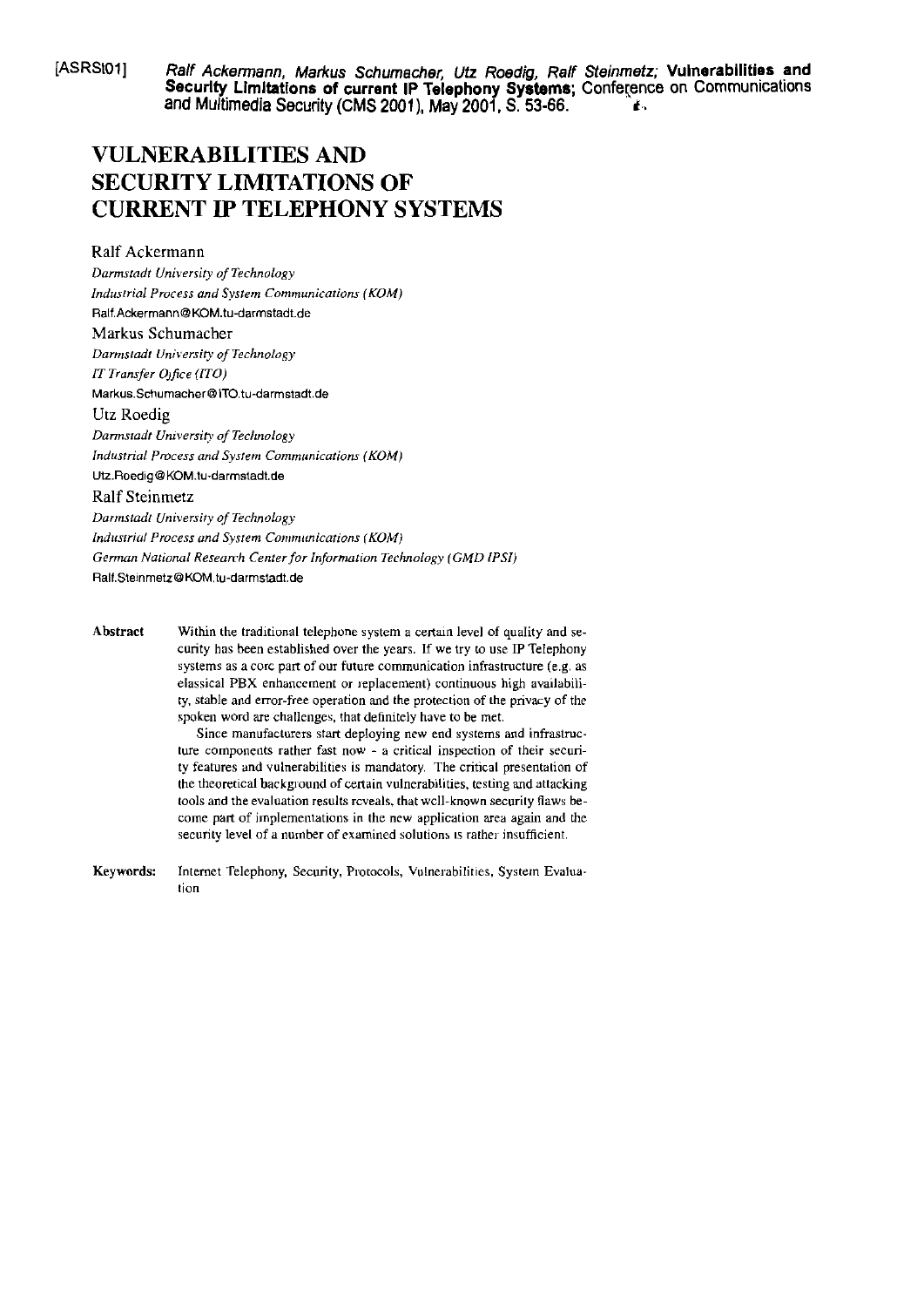[ASRSt01] *Ralf Ackermann, Markus Schumacher, Utz Roedig, Ralf Steinmetz;* **Vulnerabilities and Security Limitations of current IP Telephony Systems;** Conference on Communications and Multimedia Security (CMS 2001), May 2001, S. 53-66.

# VULNERABILITIES AND SECURITY LIMITATIONS OF CURRENT IP TELEPHONY SYSTEMS

Ralf Ackermann
*Darmstadt University of Technology*
*Industrial Process and System Communications (KOM)*
Ralf.Ackermann@KOM.tu-darmstadt.de

Markus Schumacher
*Darmstadt University of Technology*
*IT Transfer Office (ITO)*
Markus.Schumacher@ITO.tu-darmstadt.de

Utz Roedig
*Darmstadt University of Technology*
*Industrial Process and System Communications (KOM)*
Utz.Roedig@KOM.tu-darmstadt.de

Ralf Steinmetz
*Darmstadt University of Technology*
*Industrial Process and System Communications (KOM)*
*German National Research Center for Information Technology (GMD IPSI)*
Ralf.Steinmetz@KOM.tu-darmstadt.de

**Abstract** Within the traditional telephone system a certain level of quality and security has been established over the years. If we try to use IP Telephony systems as a core part of our future communication infrastructure (e.g. as classical PBX enhancement or replacement) continuous high availability, stable and error-free operation and the protection of the privacy of the spoken word are challenges, that definitely have to be met.

Since manufacturers start deploying new end systems and infrastructure components rather fast now - a critical inspection of their security features and vulnerabilities is mandatory. The critical presentation of the theoretical background of certain vulnerabilities, testing and attacking tools and the evaluation results reveals, that well-known security flaws become part of implementations in the new application area again and the security level of a number of examined solutions is rather insufficient.

**Keywords:** Internet Telephony, Security, Protocols, Vulnerabilities, System Evaluation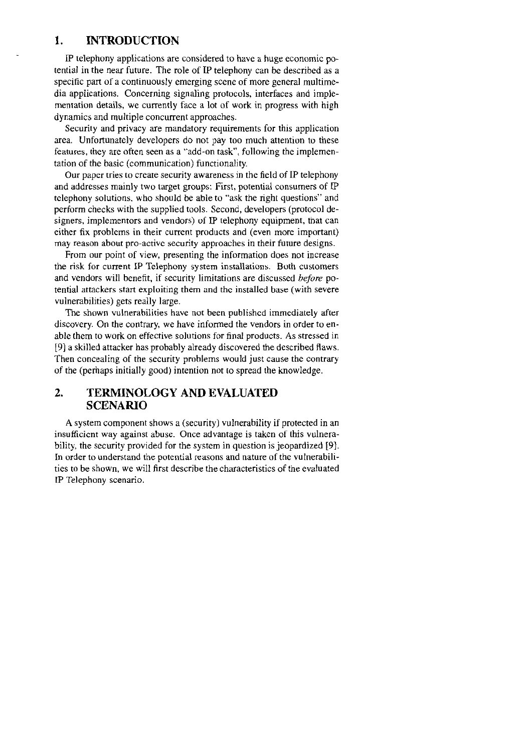## 1. INTRODUCTION

IP telephony applications are considered to have a huge economic potential in the near future. The role of IP telephony can be described as a specific part of a continuously emerging scene of more general multimedia applications. Concerning signaling protocols, interfaces and implementation details, we currently face a lot of work in progress with high dynamics and multiple concurrent approaches.

Security and privacy are mandatory requirements for this application area. Unfortunately developers do not pay too much attention to these features, they are often seen as a "add-on task", following the implementation of the basic (communication) functionality.

Our paper tries to create security awareness in the field of IP telephony and addresses mainly two target groups: First, potential consumers of IP telephony solutions, who should be able to "ask the right questions" and perform checks with the supplied tools. Second, developers (protocol designers, implementors and vendors) of IP telephony equipment, that can either fix problems in their current products and (even more important) may reason about pro-active security approaches in their future designs.

From our point of view, presenting the information does not increase the risk for current IP Telephony system installations. Both customers and vendors will benefit, if security limitations are discussed *before* potential attackers start exploiting them and the installed base (with severe vulnerabilities) gets really large.

The shown vulnerabilities have not been published immediately after discovery. On the contrary, we have informed the vendors in order to enable them to work on effective solutions for final products. As stressed in [9] a skilled attacker has probably already discovered the described flaws. Then concealing of the security problems would just cause the contrary of the (perhaps initially good) intention not to spread the knowledge.

## 2. TERMINOLOGY AND EVALUATED SCENARIO

A system component shows a (security) vulnerability if protected in an insufficient way against abuse. Once advantage is taken of this vulnerability, the security provided for the system in question is jeopardized [9]. In order to understand the potential reasons and nature of the vulnerabilities to be shown, we will first describe the characteristics of the evaluated IP Telephony scenario.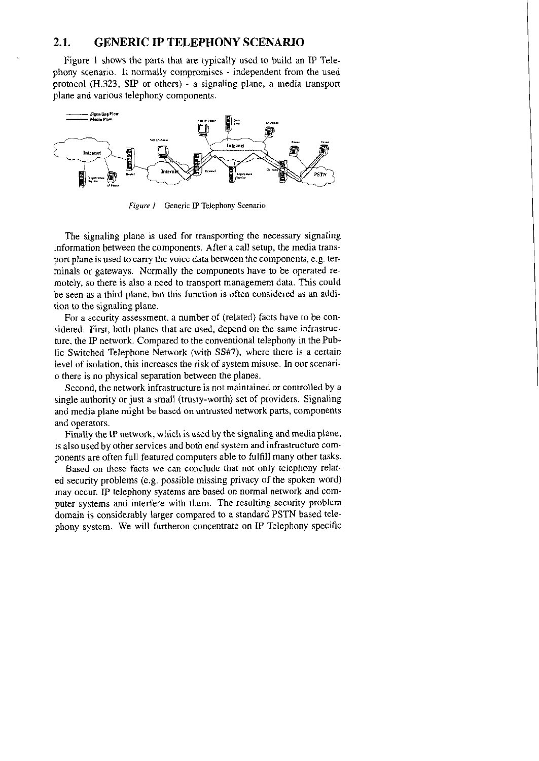## 2.1. GENERIC IP TELEPHONY SCENARIO

Figure 1 shows the parts that are typically used to build an IP Telephony scenario. It normally compromises - independent from the used protocol (H.323, SIP or others) - a signaling plane, a media transport plane and various telephony components.

*Figure 1* Generic IP Telephony Scenario

The signaling plane is used for transporting the necessary signaling information between the components. After a call setup, the media transport plane is used to carry the voice data between the components, e.g. terminals or gateways. Normally the components have to be operated remotely, so there is also a need to transport management data. This could be seen as a third plane, but this function is often considered as an addition to the signaling plane.

For a security assessment, a number of (related) facts have to be considered. First, both planes that are used, depend on the same infrastructure, the IP network. Compared to the conventional telephony in the Public Switched Telephone Network (with SS#7), where there is a certain level of isolation, this increases the risk of system misuse. In our scenario there is no physical separation between the planes.

Second, the network infrastructure is not maintained or controlled by a single authority or just a small (trusty-worth) set of providers. Signaling and media plane might be based on untrusted network parts, components and operators.

Finally the IP network, which is used by the signaling and media plane, is also used by other services and both end system and infrastructure components are often full featured computers able to fulfill many other tasks.

Based on these facts we can conclude that not only telephony related security problems (e.g. possible missing privacy of the spoken word) may occur. IP telephony systems are based on normal network and computer systems and interfere with them. The resulting security problem domain is considerably larger compared to a standard PSTN based telephony system. We will furtheron concentrate on IP Telephony specific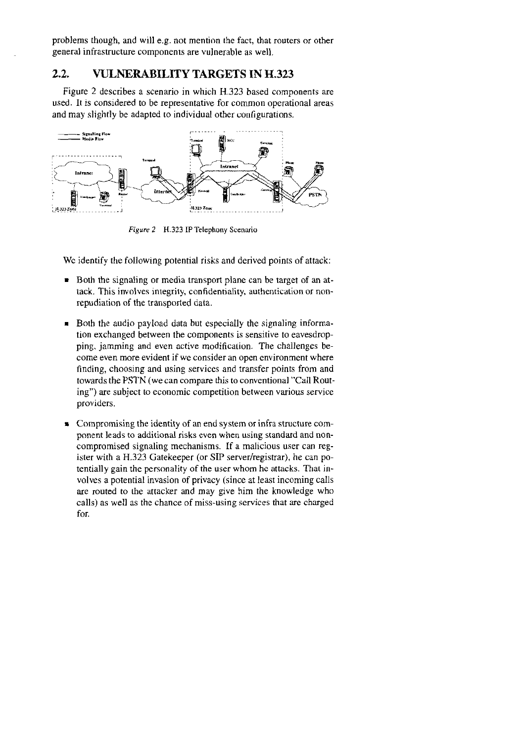problems though, and will e.g. not mention the fact, that routers or other general infrastructure components are vulnerable as well.

## 2.2. VULNERABILITY TARGETS IN H.323

Figure 2 describes a scenario in which H.323 based components are used. It is considered to be representative for common operational areas and may slightly be adapted to individual other configurations.

*Figure 2* H.323 IP Telephony Scenario

We identify the following potential risks and derived points of attack:

- Both the signaling or media transport plane can be target of an attack. This involves integrity, confidentiality, authentication or non-repudiation of the transported data.
- Both the audio payload data but especially the signaling information exchanged between the components is sensitive to eavesdropping, jamming and even active modification. The challenges become even more evident if we consider an open environment where finding, choosing and using services and transfer points from and towards the PSTN (we can compare this to conventional "Call Routing") are subject to economic competition between various service providers.
- Compromising the identity of an end system or infra structure component leads to additional risks even when using standard and non-compromised signaling mechanisms. If a malicious user can register with a H.323 Gatekeeper (or SIP server/registrar), he can potentially gain the personality of the user whom he attacks. That involves a potential invasion of privacy (since at least incoming calls are routed to the attacker and may give him the knowledge who calls) as well as the chance of miss-using services that are charged for.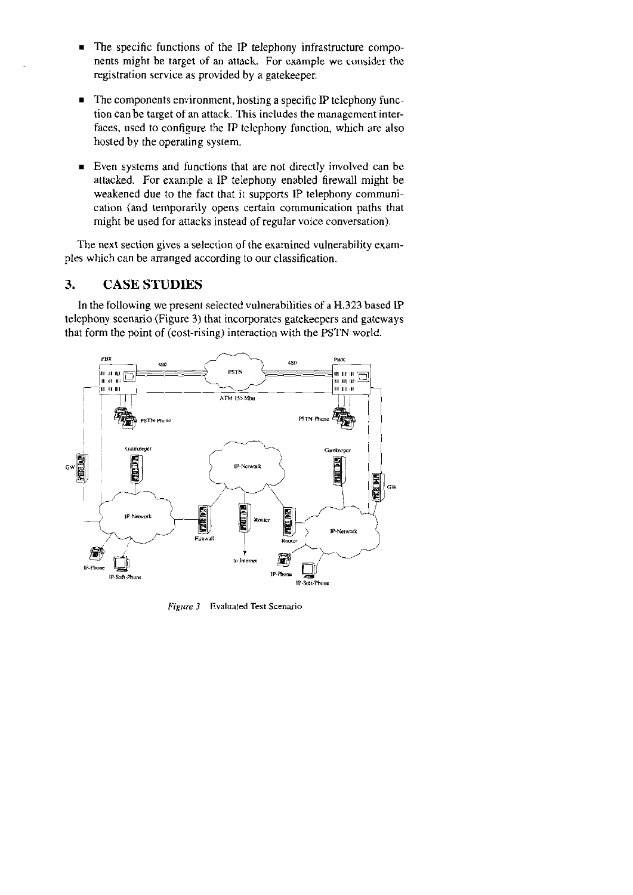- The specific functions of the IP telephony infrastructure components might be target of an attack. For example we consider the registration service as provided by a gatekeeper.

- The components environment, hosting a specific IP telephony function can be target of an attack. This includes the management interfaces, used to configure the IP telephony function, which are also hosted by the operating system.

- Even systems and functions that are not directly involved can be attacked. For example a IP telephony enabled firewall might be weakened due to the fact that it supports IP telephony communication (and temporarily opens certain communication paths that might be used for attacks instead of regular voice conversation).

The next section gives a selection of the examined vulnerability examples which can be arranged according to our classification.

## 3. CASE STUDIES

In the following we present selected vulnerabilities of a H.323 based IP telephony scenario (Figure 3) that incorporates gatekeepers and gateways that form the point of (cost-rising) interaction with the PSTN world.

*Figure 3* Evaluated Test Scenario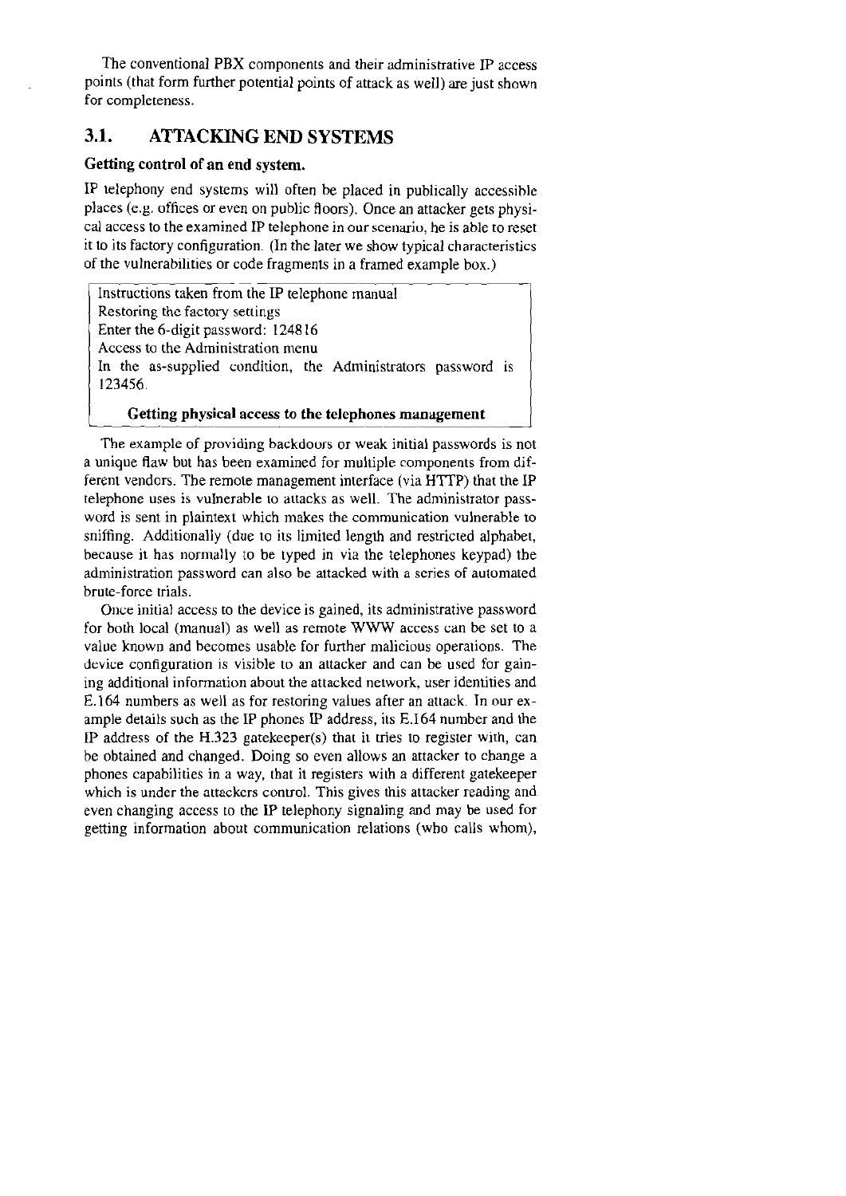The conventional PBX components and their administrative IP access points (that form further potential points of attack as well) are just shown for completeness.

## 3.1. ATTACKING END SYSTEMS

### Getting control of an end system.

IP telephony end systems will often be placed in publically accessible places (e.g. offices or even on public floors). Once an attacker gets physical access to the examined IP telephone in our scenario, he is able to reset it to its factory configuration. (In the later we show typical characteristics of the vulnerabilities or code fragments in a framed example box.)

> Instructions taken from the IP telephone manual
> Restoring the factory settings
> Enter the 6-digit password: 124816
> Access to the Administration menu
> In the as-supplied condition, the Administrators password is 123456.
>
> **Getting physical access to the telephones management**

The example of providing backdoors or weak initial passwords is not a unique flaw but has been examined for multiple components from different vendors. The remote management interface (via HTTP) that the IP telephone uses is vulnerable to attacks as well. The administrator password is sent in plaintext which makes the communication vulnerable to sniffing. Additionally (due to its limited length and restricted alphabet, because it has normally to be typed in via the telephones keypad) the administration password can also be attacked with a series of automated brute-force trials.

Once initial access to the device is gained, its administrative password for both local (manual) as well as remote WWW access can be set to a value known and becomes usable for further malicious operations. The device configuration is visible to an attacker and can be used for gaining additional information about the attacked network, user identities and E.164 numbers as well as for restoring values after an attack. In our example details such as the IP phones IP address, its E.164 number and the IP address of the H.323 gatekeeper(s) that it tries to register with, can be obtained and changed. Doing so even allows an attacker to change a phones capabilities in a way, that it registers with a different gatekeeper which is under the attackers control. This gives this attacker reading and even changing access to the IP telephony signaling and may be used for getting information about communication relations (who calls whom),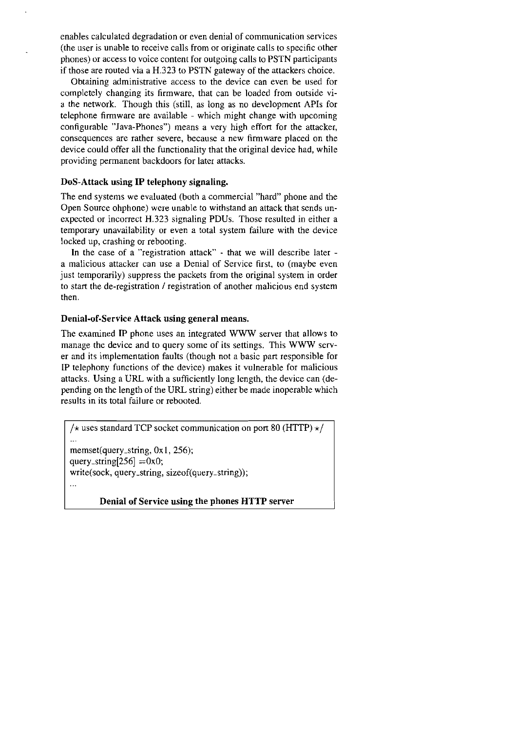enables calculated degradation or even denial of communication services (the user is unable to receive calls from or originate calls to specific other phones) or access to voice content for outgoing calls to PSTN participants if those are routed via a H.323 to PSTN gateway of the attackers choice.

Obtaining administrative access to the device can even be used for completely changing its firmware, that can be loaded from outside via the network. Though this (still, as long as no development APIs for telephone firmware are available - which might change with upcoming configurable "Java-Phones") means a very high effort for the attacker, consequences are rather severe, because a new firmware placed on the device could offer all the functionality that the original device had, while providing permanent backdoors for later attacks.

**DoS-Attack using IP telephony signaling.**

The end systems we evaluated (both a commercial "hard" phone and the Open Source ohphone) were unable to withstand an attack that sends unexpected or incorrect H.323 signaling PDUs. Those resulted in either a temporary unavailability or even a total system failure with the device locked up, crashing or rebooting.

In the case of a "registration attack" - that we will describe later - a malicious attacker can use a Denial of Service first, to (maybe even just temporarily) suppress the packets from the original system in order to start the de-registration / registration of another malicious end system then.

**Denial-of-Service Attack using general means.**

The examined IP phone uses an integrated WWW server that allows to manage the device and to query some of its settings. This WWW server and its implementation faults (though not a basic part responsible for IP telephony functions of the device) makes it vulnerable for malicious attacks. Using a URL with a sufficiently long length, the device can (depending on the length of the URL string) either be made inoperable which results in its total failure or rebooted.

```
/* uses standard TCP socket communication on port 80 (HTTP) */
...
memset(query_string, 0x1, 256);
query_string[256] =0x0;
write(sock, query_string, sizeof(query_string));
...
```

**Denial of Service using the phones HTTP server**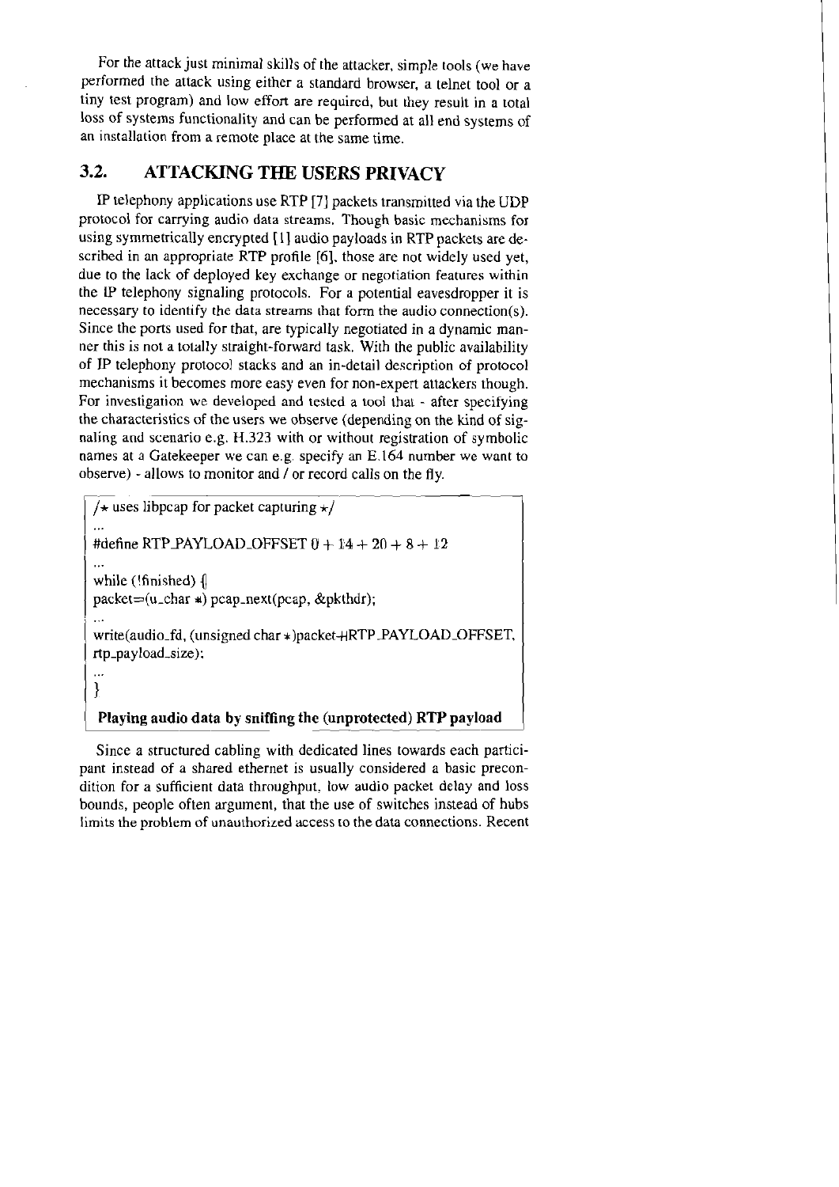For the attack just minimal skills of the attacker, simple tools (we have performed the attack using either a standard browser, a telnet tool or a tiny test program) and low effort are required, but they result in a total loss of systems functionality and can be performed at all end systems of an installation from a remote place at the same time.

## 3.2. ATTACKING THE USERS PRIVACY

IP telephony applications use RTP [7] packets transmitted via the UDP protocol for carrying audio data streams. Though basic mechanisms for using symmetrically encrypted [1] audio payloads in RTP packets are described in an appropriate RTP profile [6], those are not widely used yet, due to the lack of deployed key exchange or negotiation features within the IP telephony signaling protocols. For a potential eavesdropper it is necessary to identify the data streams that form the audio connection(s). Since the ports used for that, are typically negotiated in a dynamic manner this is not a totally straight-forward task. With the public availability of IP telephony protocol stacks and an in-detail description of protocol mechanisms it becomes more easy even for non-expert attackers though. For investigation we developed and tested a tool that - after specifying the characteristics of the users we observe (depending on the kind of signaling and scenario e.g. H.323 with or without registration of symbolic names at a Gatekeeper we can e.g. specify an E.164 number we want to observe) - allows to monitor and / or record calls on the fly.

```
/* uses libpcap for packet capturing */
...
#define RTP_PAYLOAD_OFFSET 0 + 14 + 20 + 8 + 12
...
while (!finished) {
packet=(u_char *) pcap_next(pcap, &pkthdr);
...
write(audio_fd, (unsigned char *)packet+RTP_PAYLOAD_OFFSET,
rtp_payload_size);
...
}
```

**Playing audio data by sniffing the (unprotected) RTP payload**

Since a structured cabling with dedicated lines towards each participant instead of a shared ethernet is usually considered a basic precondition for a sufficient data throughput, low audio packet delay and loss bounds, people often argument, that the use of switches instead of hubs limits the problem of unauthorized access to the data connections. Recent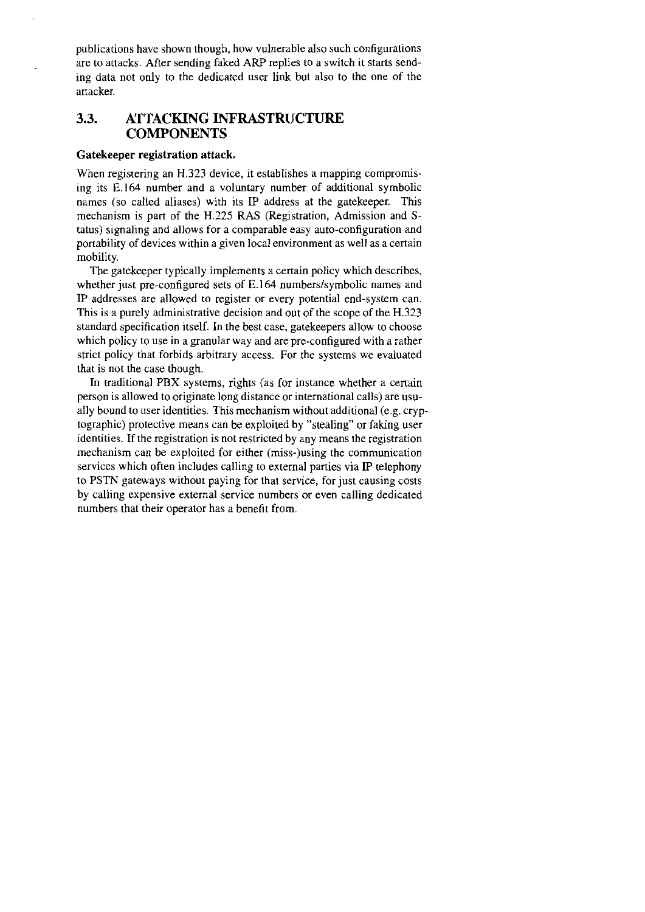publications have shown though, how vulnerable also such configurations are to attacks. After sending faked ARP replies to a switch it starts sending data not only to the dedicated user link but also to the one of the attacker.

## 3.3. ATTACKING INFRASTRUCTURE COMPONENTS

**Gatekeeper registration attack.**

When registering an H.323 device, it establishes a mapping compromising its E.164 number and a voluntary number of additional symbolic names (so called aliases) with its IP address at the gatekeeper. This mechanism is part of the H.225 RAS (Registration, Admission and Status) signaling and allows for a comparable easy auto-configuration and portability of devices within a given local environment as well as a certain mobility.

The gatekeeper typically implements a certain policy which describes, whether just pre-configured sets of E.164 numbers/symbolic names and IP addresses are allowed to register or every potential end-system can. This is a purely administrative decision and out of the scope of the H.323 standard specification itself. In the best case, gatekeepers allow to choose which policy to use in a granular way and are pre-configured with a rather strict policy that forbids arbitrary access. For the systems we evaluated that is not the case though.

In traditional PBX systems, rights (as for instance whether a certain person is allowed to originate long distance or international calls) are usually bound to user identities. This mechanism without additional (e.g. cryptographic) protective means can be exploited by "stealing" or faking user identities. If the registration is not restricted by any means the registration mechanism can be exploited for either (miss-)using the communication services which often includes calling to external parties via IP telephony to PSTN gateways without paying for that service, for just causing costs by calling expensive external service numbers or even calling dedicated numbers that their operator has a benefit from.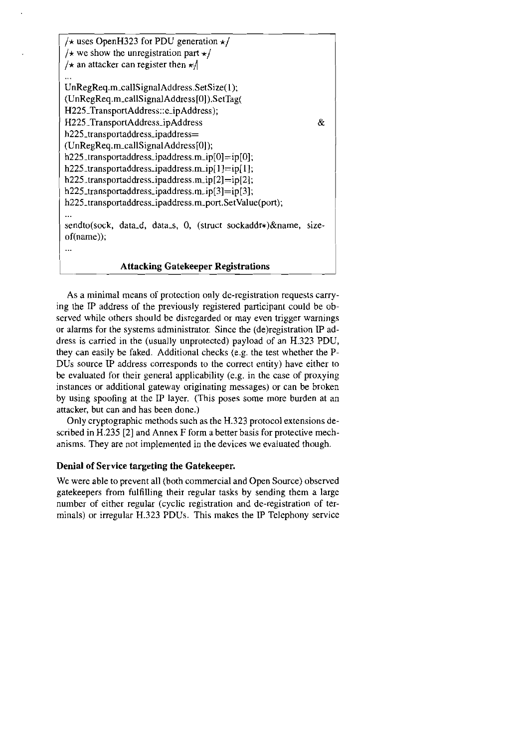```
/* uses OpenH323 for PDU generation */
/* we show the unregistration part */
/* an attacker can register then */
...
UnRegReq.m_callSignalAddress.SetSize(1);
(UnRegReq.m_callSignalAddress[0]).SetTag(
H225_TransportAddress::e_ipAddress);
H225_TransportAddress_ipAddress &
h225_transportaddress_ipaddress=
(UnRegReq.m_callSignalAddress[0]);
h225_transportaddress_ipaddress.m_ip[0]=ip[0];
h225_transportaddress_ipaddress.m_ip[1]=ip[1];
h225_transportaddress_ipaddress.m_ip[2]=ip[2];
h225_transportaddress_ipaddress.m_ip[3]=ip[3];
h225_transportaddress_ipaddress.m_port.SetValue(port);
...
sendto(sock, data_d, data_s, 0, (struct sockaddr*)&name, sizeof(name));
...
```

**Attacking Gatekeeper Registrations**

As a minimal means of protection only de-registration requests carrying the IP address of the previously registered participant could be observed while others should be disregarded or may even trigger warnings or alarms for the systems administrator. Since the (de)registration IP address is carried in the (usually unprotected) payload of an H.323 PDU, they can easily be faked. Additional checks (e.g. the test whether the PDUs source IP address corresponds to the correct entity) have either to be evaluated for their general applicability (e.g. in the case of proxying instances or additional gateway originating messages) or can be broken by using spoofing at the IP layer. (This poses some more burden at an attacker, but can and has been done.)

Only cryptographic methods such as the H.323 protocol extensions described in H.235 [2] and Annex F form a better basis for protective mechanisms. They are not implemented in the devices we evaluated though.

**Denial of Service targeting the Gatekeeper.**

We were able to prevent all (both commercial and Open Source) observed gatekeepers from fulfilling their regular tasks by sending them a large number of either regular (cyclic registration and de-registration of terminals) or irregular H.323 PDUs. This makes the IP Telephony service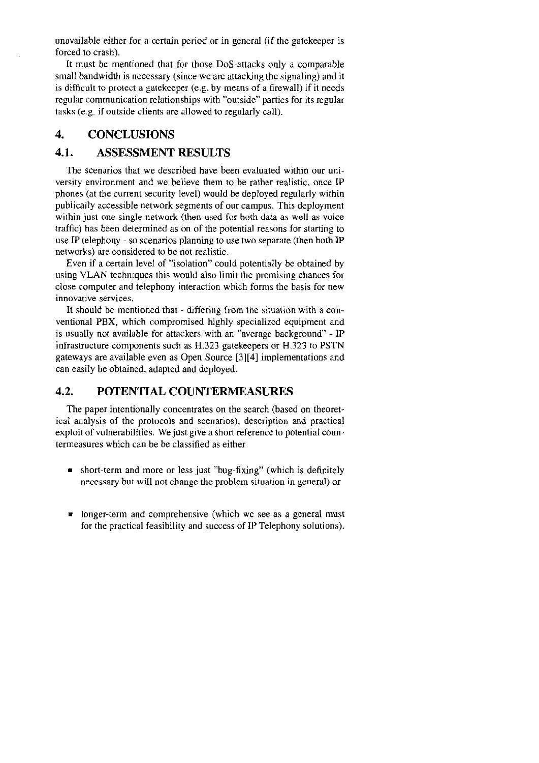unavailable either for a certain period or in general (if the gatekeeper is forced to crash).

It must be mentioned that for those DoS-attacks only a comparable small bandwidth is necessary (since we are attacking the signaling) and it is difficult to protect a gatekeeper (e.g. by means of a firewall) if it needs regular communication relationships with "outside" parties for its regular tasks (e.g. if outside clients are allowed to regularly call).

## 4. CONCLUSIONS

### 4.1. ASSESSMENT RESULTS

The scenarios that we described have been evaluated within our university environment and we believe them to be rather realistic, once IP phones (at the current security level) would be deployed regularly within publically accessible network segments of our campus. This deployment within just one single network (then used for both data as well as voice traffic) has been determined as on of the potential reasons for starting to use IP telephony - so scenarios planning to use two separate (then both IP networks) are considered to be not realistic.

Even if a certain level of "isolation" could potentially be obtained by using VLAN techniques this would also limit the promising chances for close computer and telephony interaction which forms the basis for new innovative services.

It should be mentioned that - differing from the situation with a conventional PBX, which compromised highly specialized equipment and is usually not available for attackers with an "average background" - IP infrastructure components such as H.323 gatekeepers or H.323 to PSTN gateways are available even as Open Source [3][4] implementations and can easily be obtained, adapted and deployed.

### 4.2. POTENTIAL COUNTERMEASURES

The paper intentionally concentrates on the search (based on theoretical analysis of the protocols and scenarios), description and practical exploit of vulnerabilities. We just give a short reference to potential countermeasures which can be be classified as either

- short-term and more or less just "bug-fixing" (which is definitely necessary but will not change the problem situation in general) or

- longer-term and comprehensive (which we see as a general must for the practical feasibility and success of IP Telephony solutions).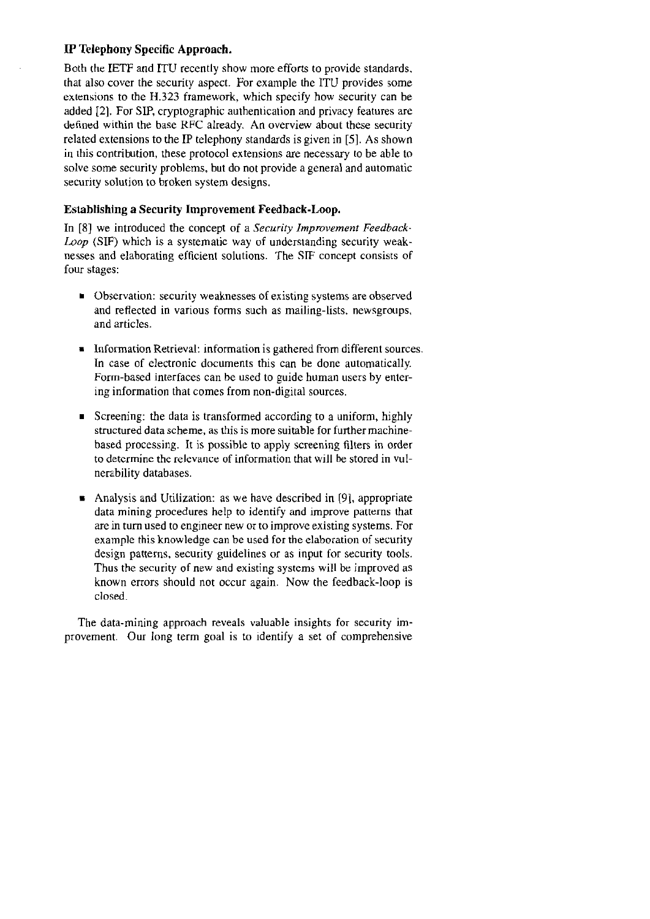**IP Telephony Specific Approach.**

Both the IETF and ITU recently show more efforts to provide standards, that also cover the security aspect. For example the ITU provides some extensions to the H.323 framework, which specify how security can be added [2]. For SIP, cryptographic authentication and privacy features are defined within the base RFC already. An overview about these security related extensions to the IP telephony standards is given in [5]. As shown in this contribution, these protocol extensions are necessary to be able to solve some security problems, but do not provide a general and automatic security solution to broken system designs.

**Establishing a Security Improvement Feedback-Loop.**

In [8] we introduced the concept of a *Security Improvement Feedback-Loop* (SIF) which is a systematic way of understanding security weaknesses and elaborating efficient solutions. The SIF concept consists of four stages:

- Observation: security weaknesses of existing systems are observed and reflected in various forms such as mailing-lists, newsgroups, and articles.
- Information Retrieval: information is gathered from different sources. In case of electronic documents this can be done automatically. Form-based interfaces can be used to guide human users by entering information that comes from non-digital sources.
- Screening: the data is transformed according to a uniform, highly structured data scheme, as this is more suitable for further machine-based processing. It is possible to apply screening filters in order to determine the relevance of information that will be stored in vulnerability databases.
- Analysis and Utilization: as we have described in [9], appropriate data mining procedures help to identify and improve patterns that are in turn used to engineer new or to improve existing systems. For example this knowledge can be used for the elaboration of security design patterns, security guidelines or as input for security tools. Thus the security of new and existing systems will be improved as known errors should not occur again. Now the feedback-loop is closed.

The data-mining approach reveals valuable insights for security improvement. Our long term goal is to identify a set of comprehensive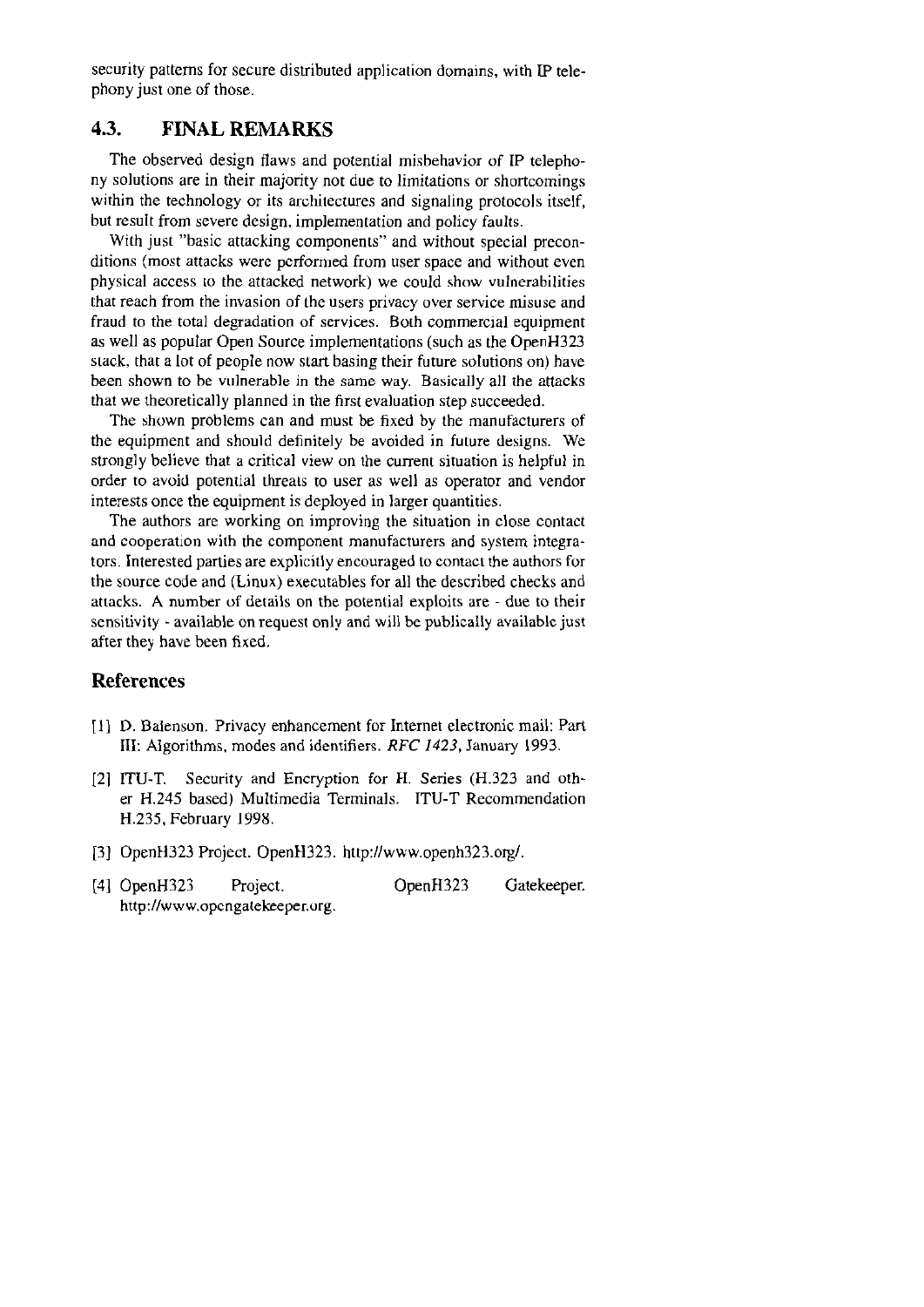security patterns for secure distributed application domains, with IP telephony just one of those.

## 4.3. FINAL REMARKS

The observed design flaws and potential misbehavior of IP telephony solutions are in their majority not due to limitations or shortcomings within the technology or its architectures and signaling protocols itself, but result from severe design, implementation and policy faults.

With just "basic attacking components" and without special preconditions (most attacks were performed from user space and without even physical access to the attacked network) we could show vulnerabilities that reach from the invasion of the users privacy over service misuse and fraud to the total degradation of services. Both commercial equipment as well as popular Open Source implementations (such as the OpenH323 stack, that a lot of people now start basing their future solutions on) have been shown to be vulnerable in the same way. Basically all the attacks that we theoretically planned in the first evaluation step succeeded.

The shown problems can and must be fixed by the manufacturers of the equipment and should definitely be avoided in future designs. We strongly believe that a critical view on the current situation is helpful in order to avoid potential threats to user as well as operator and vendor interests once the equipment is deployed in larger quantities.

The authors are working on improving the situation in close contact and cooperation with the component manufacturers and system integrators. Interested parties are explicitly encouraged to contact the authors for the source code and (Linux) executables for all the described checks and attacks. A number of details on the potential exploits are - due to their sensitivity - available on request only and will be publically available just after they have been fixed.

## References

[1] D. Balenson. Privacy enhancement for Internet electronic mail: Part III: Algorithms, modes and identifiers. *RFC 1423*, January 1993.

[2] ITU-T. Security and Encryption for H. Series (H.323 and other H.245 based) Multimedia Terminals. ITU-T Recommendation H.235, February 1998.

[3] OpenH323 Project. OpenH323. http://www.openh323.org/.

[4] OpenH323 Project. OpenH323 Gatekeeper. http://www.opengatekeeper.org.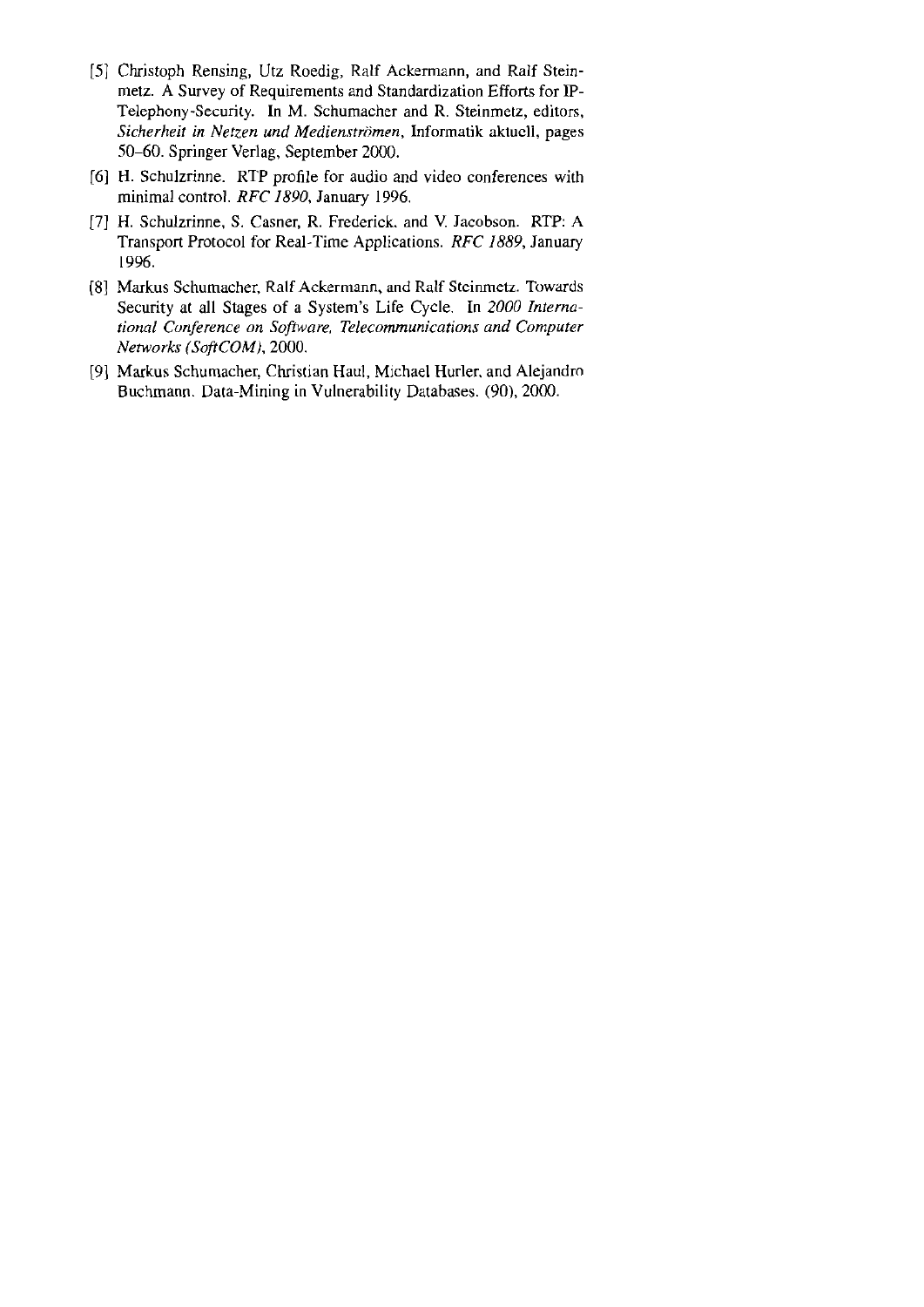[5] Christoph Rensing, Utz Roedig, Ralf Ackermann, and Ralf Steinmetz. A Survey of Requirements and Standardization Efforts for IP-Telephony-Security. In M. Schumacher and R. Steinmetz, editors, *Sicherheit in Netzen und Medienströmen*, Informatik aktuell, pages 50–60. Springer Verlag, September 2000.

[6] H. Schulzrinne. RTP profile for audio and video conferences with minimal control. *RFC 1890*, January 1996.

[7] H. Schulzrinne, S. Casner, R. Frederick, and V. Jacobson. RTP: A Transport Protocol for Real-Time Applications. *RFC 1889*, January 1996.

[8] Markus Schumacher, Ralf Ackermann, and Ralf Steinmetz. Towards Security at all Stages of a System's Life Cycle. In *2000 International Conference on Software, Telecommunications and Computer Networks (SoftCOM)*, 2000.

[9] Markus Schumacher, Christian Haul, Michael Hurler, and Alejandro Buchmann. Data-Mining in Vulnerability Databases. (90), 2000.